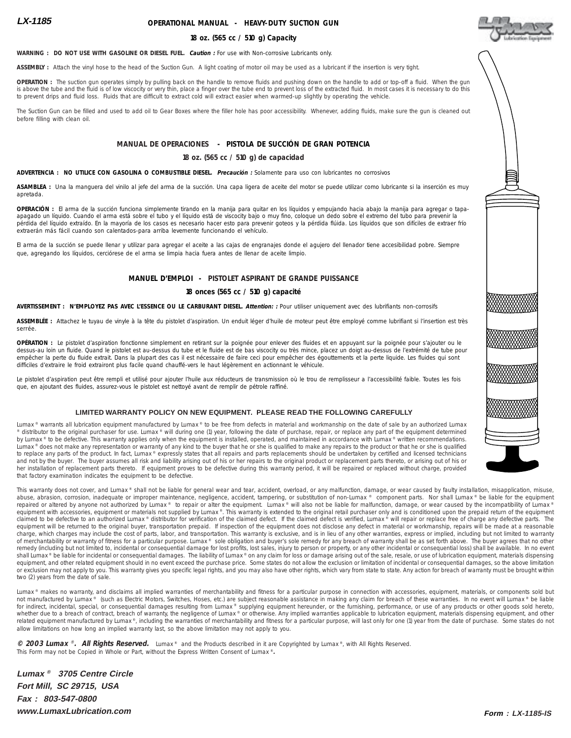**LX-1185**

## OPERATIONAL MANUAL - HEAVY-DUTY SUCTION GUN

**18 oz. (565 cc / 510 g) Capacity**

**WARNING : DO NOT USE WITH GASOLINE OR DIESEL FUEL.** ***Caution :*** For use with Non-corrosive Lubricants only.

**ASSEMBLY :** Attach the vinyl hose to the head of the Suction Gun. A light coating of motor oil may be used as a lubricant if the insertion is very tight.

**OPERATION :** The suction gun operates simply by pulling back on the handle to remove fluids and pushing down on the handle to add or top-off a fluid. When the gun is above the tube and the fluid is of low viscocity or very thin, place a finger over the tube end to prevent loss of the extracted fluid. In most cases it is necessary to do this to prevent drips and fluid loss. Fluids that are difficult to extract cold will extract easier when warmed-up slightly by operating the vehicle.

The Suction Gun can be filled and used to add oil to Gear Boxes where the filler hole has poor accessibility. Whenever, adding fluids, make sure the gun is cleaned out before filling with clean oil.

## MANUAL DE OPERACIONES - PISTOLA DE SUCCIÓN DE GRAN POTENCIA

**18 oz. (565 cc / 510 g) de capacidad**

**ADVERTENCIA : NO UTILICE CON GASOLINA O COMBUSTIBLE DIESEL.** ***Precaución :*** Solamente para uso con lubricantes no corrosivos

**ASAMBLEA :** Una la manguera del vinilo al jefe del arma de la succión. Una capa ligera de aceite del motor se puede utilizar como lubricante si la inserción es muy apretada.

**OPERACIÓN :** El arma de la succión funciona simplemente tirando en la manija para quitar en los líquidos y empujando hacia abajo la manija para agregar o tapa-apagado un líquido. Cuando el arma está sobre el tubo y el líquido está de viscocity bajo o muy fino, coloque un dedo sobre el extremo del tubo para prevenir la pérdida del líquido extraído. En la mayoría de los casos es necesario hacer esto para prevenir goteos y la pérdida flúida. Los líquidos que son difíciles de extraer frío extraerán más fácil cuando son calentados-para arriba levemente funcionando el vehículo.

El arma de la succión se puede llenar y utilizar para agregar el aceite a las cajas de engranajes donde el agujero del llenador tiene accesibilidad pobre. Siempre que, agregando los líquidos, cerciórese de el arma se limpia hacia fuera antes de llenar de aceite limpio.

## MANUEL D'EMPLOI - PISTOLET ASPIRANT DE GRANDE PUISSANCE

**18 onces (565 cc / 510 g) capacité**

**AVERTISSEMENT : N'EMPLOYEZ PAS AVEC L'ESSENCE OU LE CARBURANT DIESEL.** ***Attention: :*** Pour utiliser uniquement avec des lubrifiants non-corrosifs

**ASSEMBLÉE :** Attachez le tuyau de vinyle à la tête du pistolet d'aspiration. Un enduit léger d'huile de moteur peut être employé comme lubrifiant si l'insertion est très serrée.

**OPÉRATION :** Le pistolet d'aspiration fonctionne simplement en retirant sur la poignée pour enlever des fluides et en appuyant sur la poignée pour s'ajouter ou le dessus-au loin un fluide. Quand le pistolet est au-dessus du tube et le fluide est de bas viscocity ou très mince, placez un doigt au-dessus de l'extrémité de tube pour empêcher la perte du fluide extrait. Dans la plupart des cas il est nécessaire de faire ceci pour empêcher des égouttements et la perte liquide. Les fluides qui sont difficiles d'extraire le froid extrairont plus facile quand chauffé-vers le haut légèrement en actionnant le véhicule.

Le pistolet d'aspiration peut être rempli et utilisé pour ajouter l'huile aux réducteurs de transmission où le trou de remplisseur a l'accessibilité faible. Toutes les fois que, en ajoutant des fluides, assurez-vous le pistolet est nettoyé avant de remplir de pétrole raffiné.

## LIMITED WARRANTY POLICY ON NEW EQUIPMENT. PLEASE READ THE FOLLOWING CAREFULLY

Lumax® warrants all lubrication equipment manufactured by Lumax® to be free from defects in material and workmanship on the date of sale by an authorized Lumax® distributor to the original purchaser for use. Lumax® will during one (1) year, following the date of purchase, repair, or replace any part of the equipment determined by Lumax® to be defective. This warranty applies only when the equipment is installed, operated, and maintained in accordance with Lumax® written recommendations. Lumax® does not make any representation or warranty of any kind to the buyer that he or she is qualified to make any repairs to the product or that he or she is qualified to replace any parts of the product. In fact, Lumax® expressly states that all repairs and parts replacements should be undertaken by certified and licensed technicians and not by the buyer. The buyer assumes all risk and liability arising out of his or her repairs to the original product or replacement parts thereto, or arising out of his or her installation of replacement parts thereto. If equipment proves to be defective during this warranty period, it will be repaired or replaced without charge, provided that factory examination indicates the equipment to be defective.

This warranty does not cover, and Lumax® shall not be liable for general wear and tear, accident, overload, or any malfunction, damage, or wear caused by faulty installation, misapplication, misuse, abuse, abrasion, corrosion, inadequate or improper maintenance, negligence, accident, tampering, or substitution of non-Lumax® component parts. Nor shall Lumax® be liable for the equipment repaired or altered by anyone not authorized by Lumax® to repair or alter the equipment. Lumax® will also not be liable for malfunction, damage, or wear caused by the incompatibility of Lumax® equipment with accessories, equipment or materials not supplied by Lumax®. This warranty is extended to the original retail purchaser only and is conditioned upon the prepaid return of the equipment claimed to be defective to an authorized Lumax® distributor for verification of the claimed defect. If the claimed defect is verified, Lumax® will repair or replace free of charge any defective parts. The equipment will be returned to the original buyer, transportation prepaid. If inspection of the equipment does not disclose any defect in material or workmanship, repairs will be made at a reasonable charge, which charges may include the cost of parts, labor, and transportation. This warranty is exclusive, and is in lieu of any other warranties, express or implied, including but not limited to warranty of merchantability or warranty of fitness for a particular purpose. Lumax® sole obligation and buyer's sole remedy for any breach of warranty shall be as set forth above. The buyer agrees that no other remedy (including but not limited to, incidental or consequential damage for lost profits, lost sales, injury to person or property, or any other incidental or consequential loss) shall be available. In no event shall Lumax® be liable for incidental or consequential damages. The liability of Lumax® on any claim for loss or damage arising out of the sale, resale, or use of lubrication equipment, materials dispensing equipment, and other related equipment should in no event exceed the purchase price. Some states do not allow the exclusion or limitation of incidental or consequential damages, so the above limitation or exclusion may not apply to you. This warranty gives you specific legal rights, and you may also have other rights, which vary from state to state. Any action for breach of warranty must be brought within two (2) years from the date of sale.

Lumax® makes no warranty, and disclaims all implied warranties of merchantability and fitness for a particular purpose in connection with accessories, equipment, materials, or components sold but not manufactured by Lumax® (such as Electric Motors, Switches, Hoses, etc.) are subject reasonable assistance in making any claim for breach of these warranties. In no event will Lumax® be liable for indirect, incidental, special, or consequential damages resulting from Lumax® supplying equipment hereunder, or the furnishing, performance, or use of any products or other goods sold hereto, whether due to a breach of contract, breach of warranty, the negligence of Lumax® or otherwise. Any implied warranties applicable to lubrication equipment, materials dispensing equipment, and other related equipment manufactured by Lumax®, including the warranties of merchantability and fitness for a particular purpose, will last only for one (1) year from the date of purchase. Some states do not allow limitations on how long an implied warranty last, so the above limitation may not apply to you.

***© 2003 Lumax®. All Rights Reserved.*** Lumax® and the Products described in it are Copyrighted by Lumax®, with All Rights Reserved. This Form may not be Copied in Whole or Part, without the Express Written Consent of Lumax®.

***Lumax® 3705 Centre Circle***
***Fort Mill, SC 29715, USA***
***Fax : 803-547-0800***
***www.LumaxLubrication.com***

***Form : LX-1185-IS***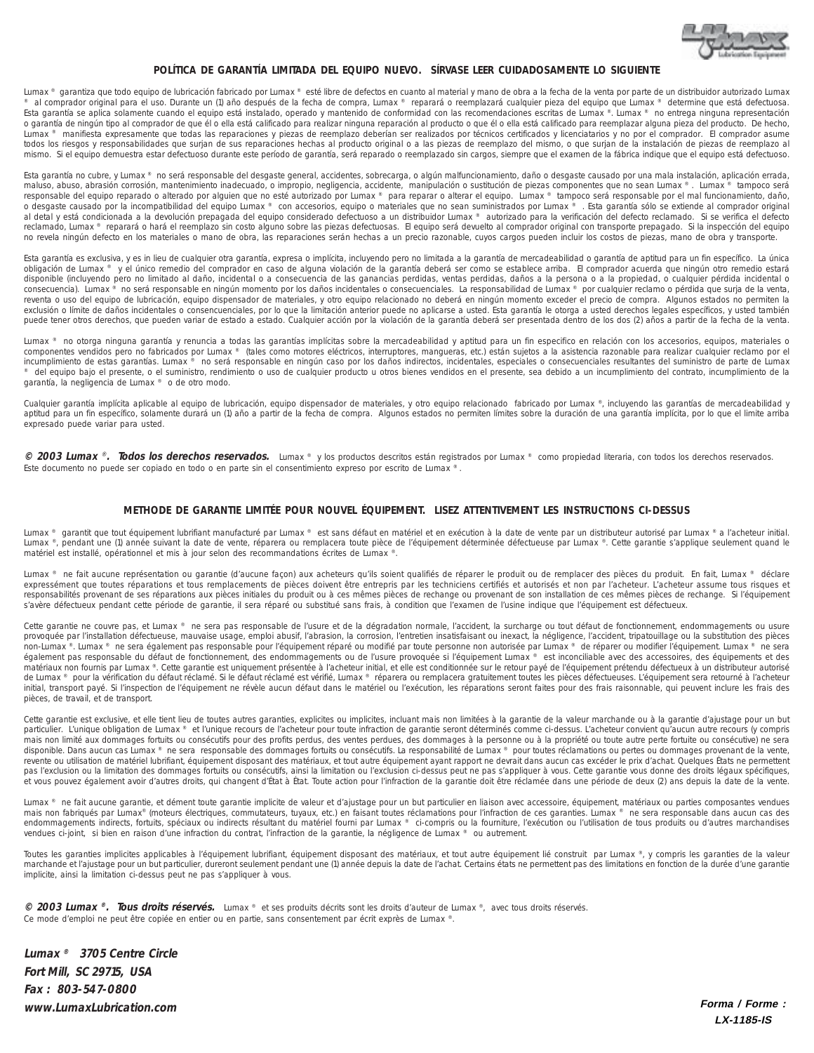## POLÍTICA DE GARANTÍA LIMITADA DEL EQUIPO NUEVO. SÍRVASE LEER CUIDADOSAMENTE LO SIGUIENTE

Lumax ® garantiza que todo equipo de lubricación fabricado por Lumax ® esté libre de defectos en cuanto al material y mano de obra a la fecha de la venta por parte de un distribuidor autorizado Lumax ® al comprador original para el uso. Durante un (1) año después de la fecha de compra, Lumax ® reparará o reemplazará cualquier pieza del equipo que Lumax ® determine que está defectuosa. Esta garantía se aplica solamente cuando el equipo está instalado, operado y mantenido de conformidad con las recomendaciones escritas de Lumax ®. Lumax ® no entrega ninguna representación o garantía de ningún tipo al comprador de que él o ella está calificado para realizar ninguna reparación al producto o que él o ella está calificado para reemplazar alguna pieza del producto. De hecho, Lumax ® manifiesta expresamente que todas las reparaciones y piezas de reemplazo deberían ser realizados por técnicos certificados y licenciatarios y no por el comprador. El comprador asume todos los riesgos y responsabilidades que surjan de sus reparaciones hechas al producto original o a las piezas de reemplazo del mismo, o que surjan de la instalación de piezas de reemplazo al mismo. Si el equipo demuestra estar defectuoso durante este período de garantía, será reparado o reemplazado sin cargos, siempre que el examen de la fábrica indique que el equipo está defectuoso.

Esta garantía no cubre, y Lumax ® no será responsable del desgaste general, accidentes, sobrecarga, o algún malfuncionamiento, daño o desgaste causado por una mala instalación, aplicación errada, maluso, abuso, abrasión corrosión, mantenimiento inadecuado, o impropio, negligencia, accidente, manipulación o sustitución de piezas componentes que no sean Lumax ® . Lumax ® tampoco será responsable del equipo reparado o alterado por alguien que no esté autorizado por Lumax ® para reparar o alterar el equipo. Lumax ® tampoco será responsable por el mal funcionamiento, daño, o desgaste causado por la incompatibilidad del equipo Lumax ® con accesorios, equipo o materiales que no sean suministrados por Lumax ® . Esta garantía sólo se extiende al comprador original al detal y está condicionada a la devolución prepagada del equipo considerado defectuoso a un distribuidor Lumax ® autorizado para la verificación del defecto reclamado. Si se verifica el defecto reclamado, Lumax ® reparará o hará el reemplazo sin costo alguno sobre las piezas defectuosas. El equipo será devuelto al comprador original con transporte prepagado. Si la inspección del equipo no revela ningún defecto en los materiales o mano de obra, las reparaciones serán hechas a un precio razonable, cuyos cargos pueden incluir los costos de piezas, mano de obra y transporte.

Esta garantía es exclusiva, y es in lieu de cualquier otra garantía, expresa o implícita, incluyendo pero no limitada a la garantía de mercadeabilidad o garantía de aptitud para un fin específico. La única obligación de Lumax ® y el único remedio del comprador en caso de alguna violación de la garantía deberá ser como se establece arriba. El comprador acuerda que ningún otro remedio estará disponible (incluyendo pero no limitado al daño, incidental o a consecuencia de las ganancias perdidas, ventas perdidas, daños a la persona o a la propiedad, o cualquier pérdida incidental o consecuencia). Lumax ® no será responsable en ningún momento por los daños incidentales o consecuenciales. La responsabilidad de Lumax ® por cualquier reclamo o pérdida que surja de la venta, reventa o uso del equipo de lubricación, equipo dispensador de materiales, y otro equipo relacionado no deberá en ningún momento exceder el precio de compra. Algunos estados no permiten la exclusión o límite de daños incidentales o consencuenciales, por lo que la limitación anterior puede no aplicarse a usted. Esta garantía le otorga a usted derechos legales específicos, y usted también puede tener otros derechos, que pueden variar de estado a estado. Cualquier acción por la violación de la garantía deberá ser presentada dentro de los dos (2) años a partir de la fecha de la venta.

Lumax ® no otorga ninguna garantía y renuncia a todas las garantías implícitas sobre la mercadeabilidad y aptitud para un fin especifico en relación con los accesorios, equipos, materiales o componentes vendidos pero no fabricados por Lumax ® (tales como motores eléctricos, interruptores, mangueras, etc.) están sujetos a la asistencia razonable para realizar cualquier reclamo por el incumplimiento de estas garantías. Lumax ® no será responsable en ningún caso por los daños indirectos, incidentales, especiales o consecuenciales resultantes del suministro de parte de Lumax ® del equipo bajo el presente, o el suministro, rendimiento o uso de cualquier producto u otros bienes vendidos en el presente, sea debido a un incumplimiento del contrato, incumplimiento de la garantía, la negligencia de Lumax ® o de otro modo.

Cualquier garantía implícita aplicable al equipo de lubricación, equipo dispensador de materiales, y otro equipo relacionado fabricado por Lumax ®, incluyendo las garantías de mercadeabilidad y aptitud para un fin específico, solamente durará un (1) año a partir de la fecha de compra. Algunos estados no permiten límites sobre la duración de una garantía implícita, por lo que el límite arriba expresado puede variar para usted.

***© 2003 Lumax ®. Todos los derechos reservados.*** Lumax ® y los productos descritos están registrados por Lumax ® como propiedad literaria, con todos los derechos reservados. Este documento no puede ser copiado en todo o en parte sin el consentimiento expreso por escrito de Lumax ®.

## METHODE DE GARANTIE LIMITÉE POUR NOUVEL ÉQUIPEMENT. LISEZ ATTENTIVEMENT LES INSTRUCTIONS CI-DESSUS

Lumax ® garantit que tout équipement lubrifiant manufacturé par Lumax ® est sans défaut en matériel et en exécution à la date de vente par un distributeur autorisé par Lumax ® a l'acheteur initial. Lumax ®, pendant une (1) année suivant la date de vente, réparera ou remplacera toute pièce de l'équipement déterminée défectueuse par Lumax ®. Cette garantie s'applique seulement quand le matériel est installé, opérationnel et mis à jour selon des recommandations écrites de Lumax ®.

Lumax ® ne fait aucune représentation ou garantie (d'aucune façon) aux acheteurs qu'ils soient qualifiés de réparer le produit ou de remplacer des pièces du produit. En fait, Lumax ® déclare expressément que toutes réparations et tous remplacements de pièces doivent être entrepris par les techniciens certifiés et autorisés et non par l'acheteur. L'acheteur assume tous risques et responsabilités provenant de ses réparations aux pièces initiales du produit ou à ces mêmes pièces de rechange ou provenant de son installation de ces mêmes pièces de rechange. Si l'équipement s'avère défectueux pendant cette période de garantie, il sera réparé ou substitué sans frais, à condition que l'examen de l'usine indique que l'équipement est défectueux.

Cette garantie ne couvre pas, et Lumax ® ne sera pas responsable de l'usure et de la dégradation normale, l'accident, la surcharge ou tout défaut de fonctionnement, endommagements ou usure provoquée par l'installation défectueuse, mauvaise usage, emploi abusif, l'abrasion, la corrosion, l'entretien insatisfaisant ou inexact, la négligence, l'accident, tripatouillage ou la substitution des pièces non-Lumax ®. Lumax ® ne sera également pas responsable pour l'équipement réparé ou modifié par toute personne non autorisée par Lumax ® de réparer ou modifier l'équipement. Lumax ® ne sera également pas responsable du défaut de fonctionnement, des endommagements ou de l'usure provoquée si l'équipement Lumax ® est inconciliable avec des accessoires, des équipements et des matériaux non fournis par Lumax ®. Cette garantie est uniquement présentée à l'acheteur initial, et elle est conditionnée sur le retour payé de l'équipement prétendu défectueux à un distributeur autorisé de Lumax ® pour la vérification du défaut réclamé. Si le défaut réclamé est vérifié, Lumax ® réparera ou remplacera gratuitement toutes les pièces défectueuses. L'équipement sera retourné à l'acheteur initial, transport payé. Si l'inspection de l'équipement ne révèle aucun défaut dans le matériel ou l'exécution, les réparations seront faites pour des frais raisonnable, qui peuvent inclure les frais des pièces, de travail, et de transport.

Cette garantie est exclusive, et elle tient lieu de toutes autres garanties, explicites ou implicites, incluant mais non limitées à la garantie de la valeur marchande ou à la garantie d'ajustage pour un but particulier. L'unique obligation de Lumax ® et l'unique recours de l'acheteur pour toute infraction de garantie seront déterminés comme ci-dessus. L'acheteur convient qu'aucun autre recours (y compris mais non limité aux dommages fortuits ou consécutifs pour des profits perdus, des ventes perdues, des dommages à la personne ou à la propriété ou toute autre perte fortuite ou consécutive) ne sera disponible. Dans aucun cas Lumax ® ne sera responsable des dommages fortuits ou consécutifs. La responsabilité de Lumax ® pour toutes réclamations ou pertes ou dommages provenant de la vente, revente ou utilisation de matériel lubrifiant, équipement disposant des matériaux, et tout autre équipement ayant rapport ne devrait dans aucun cas excéder le prix d'achat. Quelques États ne permettent pas l'exclusion ou la limitation des dommages fortuits ou consécutifs, ainsi la limitation ou l'exclusion ci-dessus peut ne pas s'appliquer à vous. Cette garantie vous donne des droits légaux spécifiques, et vous pouvez également avoir d'autres droits, qui changent d'État à État. Toute action pour l'infraction de la garantie doit être réclamée dans une période de deux (2) ans depuis la date de la vente.

Lumax ® ne fait aucune garantie, et dément toute garantie implicite de valeur et d'ajustage pour un but particulier en liaison avec accessoire, équipement, matériaux ou parties composantes vendues mais non fabriqués par Lumax® (moteurs électriques, commutateurs, tuyaux, etc.) en faisant toutes réclamations pour l'infraction de ces garanties. Lumax ® ne sera responsable dans aucun cas des endommagements indirects, fortuits, spéciaux ou indirects résultant du matériel fourni par Lumax ® ci-compris ou la fourniture, l'exécution ou l'utilisation de tous produits ou d'autres marchandises vendues ci-joint, si bien en raison d'une infraction du contrat, l'infraction de la garantie, la négligence de Lumax ® ou autrement.

Toutes les garanties implicites applicables à l'équipement lubrifiant, équipement disposant des matériaux, et tout autre équipement lié construit par Lumax ®, y compris les garanties de la valeur marchande et l'ajustage pour un but particulier, dureront seulement pendant une (1) année depuis la date de l'achat. Certains états ne permettent pas des limitations en fonction de la durée d'une garantie implicite, ainsi la limitation ci-dessus peut ne pas s'appliquer à vous.

***© 2003 Lumax ®. Tous droits réservés.*** Lumax ® et ses produits décrits sont les droits d'auteur de Lumax ®, avec tous droits réservés.
Ce mode d'emploi ne peut être copiée en entier ou en partie, sans consentement par écrit exprès de Lumax ®.

***Lumax ® 3705 Centre Circle***
***Fort Mill, SC 29715, USA***
***Fax : 803-547-0800***
***www.LumaxLubrication.com***

***Forma / Forme :***
***LX-1185-IS***